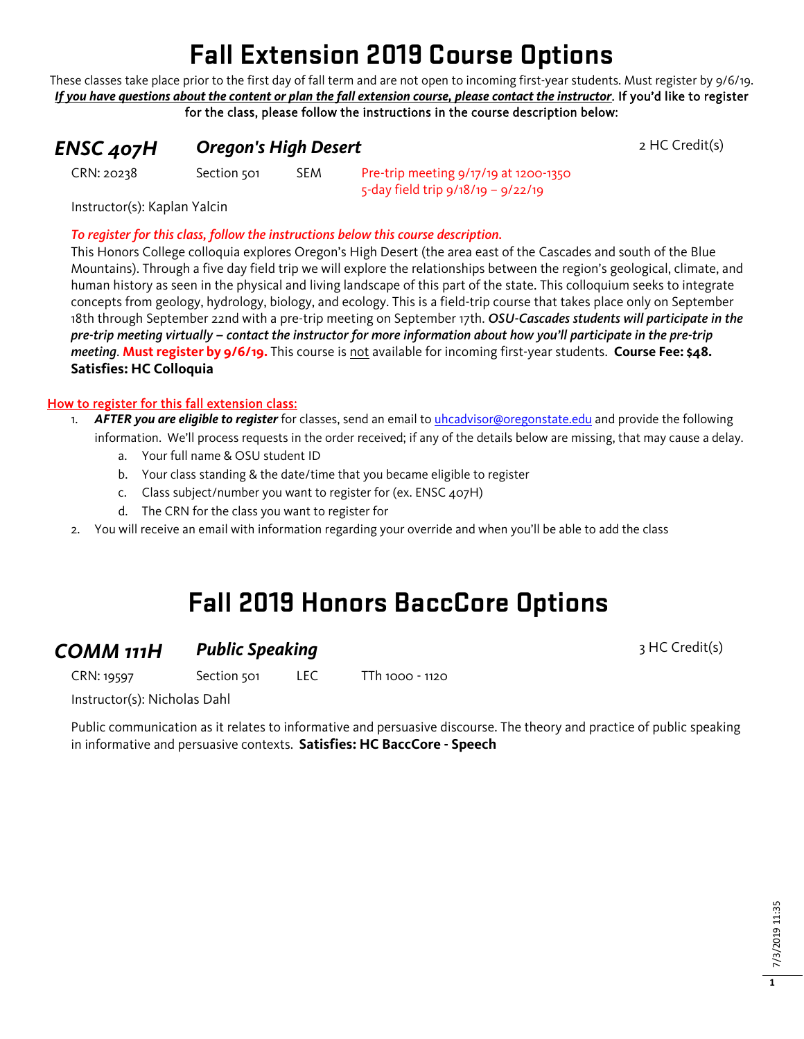# Fall Extension 2019 Course Options

These classes take place prior to the first day of fall term and are not open to incoming first-year students. Must register by 9/6/19.
***If you have questions about the content or plan the fall extension course, please contact the instructor***. If you'd like to register for the class, please follow the instructions in the course description below:

## *ENSC 407H* *Oregon's High Desert* 2 HC Credit(s)

CRN: 20238 Section 501 SEM Pre-trip meeting 9/17/19 at 1200-1350
5-day field trip 9/18/19 – 9/22/19

Instructor(s): Kaplan Yalcin

***To register for this class, follow the instructions below this course description.***

This Honors College colloquia explores Oregon's High Desert (the area east of the Cascades and south of the Blue Mountains). Through a five day field trip we will explore the relationships between the region's geological, climate, and human history as seen in the physical and living landscape of this part of the state. This colloquium seeks to integrate concepts from geology, hydrology, biology, and ecology. This is a field-trip course that takes place only on September 18th through September 22nd with a pre-trip meeting on September 17th. ***OSU-Cascades students will participate in the pre-trip meeting virtually – contact the instructor for more information about how you'll participate in the pre-trip meeting***. **Must register by 9/6/19.** This course is not available for incoming first-year students. **Course Fee: $48. Satisfies: HC Colloquia**

How to register for this fall extension class:

1. ***AFTER you are eligible to register*** for classes, send an email to uhcadvisor@oregonstate.edu and provide the following information. We'll process requests in the order received; if any of the details below are missing, that may cause a delay.
   a. Your full name & OSU student ID
   b. Your class standing & the date/time that you became eligible to register
   c. Class subject/number you want to register for (ex. ENSC 407H)
   d. The CRN for the class you want to register for
2. You will receive an email with information regarding your override and when you'll be able to add the class

# Fall 2019 Honors BaccCore Options

## *COMM 111H* *Public Speaking* 3 HC Credit(s)

CRN: 19597 Section 501 LEC TTh 1000 - 1120

Instructor(s): Nicholas Dahl

Public communication as it relates to informative and persuasive discourse. The theory and practice of public speaking in informative and persuasive contexts. **Satisfies: HC BaccCore - Speech**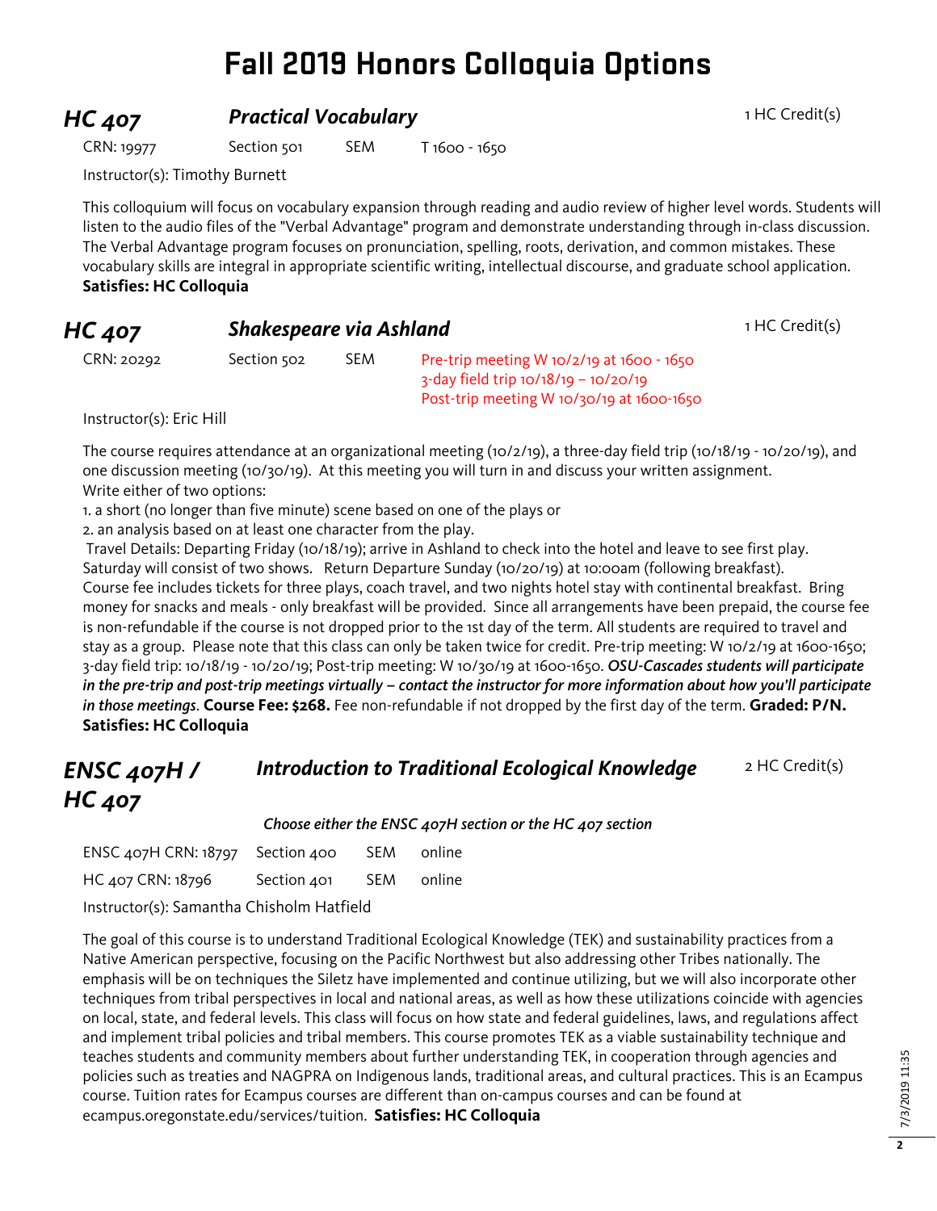# Fall 2019 Honors Colloquia Options

## *HC 407* *Practical Vocabulary*

1 HC Credit(s)

CRN: 19977 Section 501 SEM T 1600 - 1650

Instructor(s): Timothy Burnett

This colloquium will focus on vocabulary expansion through reading and audio review of higher level words. Students will listen to the audio files of the "Verbal Advantage" program and demonstrate understanding through in-class discussion. The Verbal Advantage program focuses on pronunciation, spelling, roots, derivation, and common mistakes. These vocabulary skills are integral in appropriate scientific writing, intellectual discourse, and graduate school application.
**Satisfies: HC Colloquia**

## *HC 407* *Shakespeare via Ashland*

1 HC Credit(s)

CRN: 20292 Section 502 SEM

Pre-trip meeting W 10/2/19 at 1600 - 1650
3-day field trip 10/18/19 – 10/20/19
Post-trip meeting W 10/30/19 at 1600-1650

Instructor(s): Eric Hill

The course requires attendance at an organizational meeting (10/2/19), a three-day field trip (10/18/19 - 10/20/19), and one discussion meeting (10/30/19). At this meeting you will turn in and discuss your written assignment.
Write either of two options:

1. a short (no longer than five minute) scene based on one of the plays or
2. an analysis based on at least one character from the play.

Travel Details: Departing Friday (10/18/19); arrive in Ashland to check into the hotel and leave to see first play. Saturday will consist of two shows. Return Departure Sunday (10/20/19) at 10:00am (following breakfast).
Course fee includes tickets for three plays, coach travel, and two nights hotel stay with continental breakfast. Bring money for snacks and meals - only breakfast will be provided. Since all arrangements have been prepaid, the course fee is non-refundable if the course is not dropped prior to the 1st day of the term. All students are required to travel and stay as a group. Please note that this class can only be taken twice for credit. Pre-trip meeting: W 10/2/19 at 1600-1650; 3-day field trip: 10/18/19 - 10/20/19; Post-trip meeting: W 10/30/19 at 1600-1650. ***OSU-Cascades students will participate in the pre-trip and post-trip meetings virtually – contact the instructor for more information about how you'll participate in those meetings***. **Course Fee: $268.** Fee non-refundable if not dropped by the first day of the term. **Graded: P/N.**
**Satisfies: HC Colloquia**

## *ENSC 407H / HC 407* *Introduction to Traditional Ecological Knowledge*

2 HC Credit(s)

***Choose either the ENSC 407H section or the HC 407 section***

| | | | |
|---|---|---|---|
| ENSC 407H CRN: 18797 | Section 400 | SEM | online |
| HC 407 CRN: 18796 | Section 401 | SEM | online |

Instructor(s): Samantha Chisholm Hatfield

The goal of this course is to understand Traditional Ecological Knowledge (TEK) and sustainability practices from a Native American perspective, focusing on the Pacific Northwest but also addressing other Tribes nationally. The emphasis will be on techniques the Siletz have implemented and continue utilizing, but we will also incorporate other techniques from tribal perspectives in local and national areas, as well as how these utilizations coincide with agencies on local, state, and federal levels. This class will focus on how state and federal guidelines, laws, and regulations affect and implement tribal policies and tribal members. This course promotes TEK as a viable sustainability technique and teaches students and community members about further understanding TEK, in cooperation through agencies and policies such as treaties and NAGPRA on Indigenous lands, traditional areas, and cultural practices. This is an Ecampus course. Tuition rates for Ecampus courses are different than on-campus courses and can be found at ecampus.oregonstate.edu/services/tuition. **Satisfies: HC Colloquia**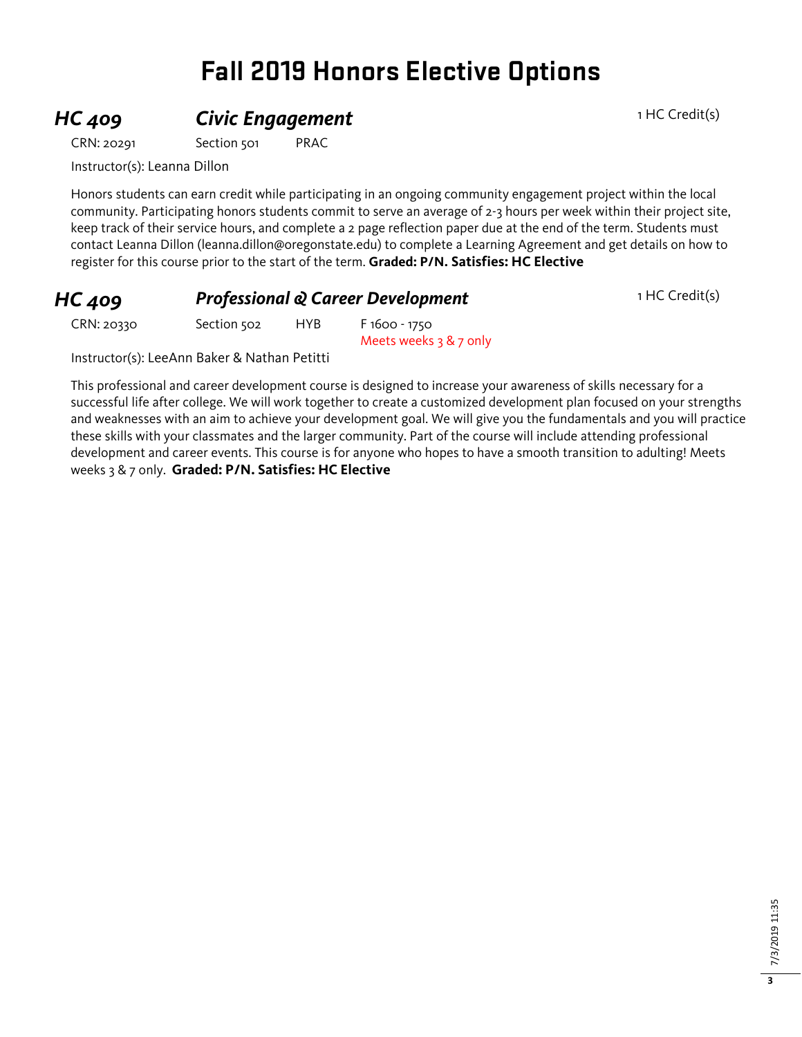# Fall 2019 Honors Elective Options

## *HC 409* *Civic Engagement*

1 HC Credit(s)

CRN: 20291 Section 501 PRAC

Instructor(s): Leanna Dillon

Honors students can earn credit while participating in an ongoing community engagement project within the local community. Participating honors students commit to serve an average of 2-3 hours per week within their project site, keep track of their service hours, and complete a 2 page reflection paper due at the end of the term. Students must contact Leanna Dillon (leanna.dillon@oregonstate.edu) to complete a Learning Agreement and get details on how to register for this course prior to the start of the term. **Graded: P/N. Satisfies: HC Elective**

## *HC 409* *Professional & Career Development*

1 HC Credit(s)

CRN: 20330 Section 502 HYB F 1600 - 1750
Meets weeks 3 & 7 only

Instructor(s): LeeAnn Baker & Nathan Petitti

This professional and career development course is designed to increase your awareness of skills necessary for a successful life after college. We will work together to create a customized development plan focused on your strengths and weaknesses with an aim to achieve your development goal. We will give you the fundamentals and you will practice these skills with your classmates and the larger community. Part of the course will include attending professional development and career events. This course is for anyone who hopes to have a smooth transition to adulting! Meets weeks 3 & 7 only. **Graded: P/N. Satisfies: HC Elective**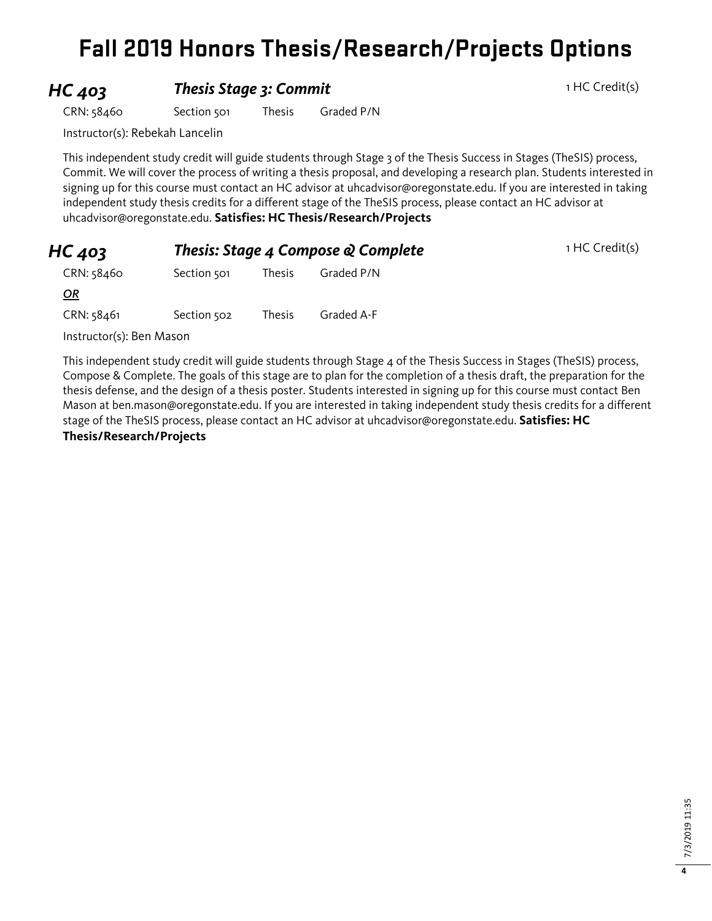# Fall 2019 Honors Thesis/Research/Projects Options

## *HC 403* *Thesis Stage 3: Commit*

1 HC Credit(s)

CRN: 58460 Section 501 Thesis Graded P/N

Instructor(s): Rebekah Lancelin

This independent study credit will guide students through Stage 3 of the Thesis Success in Stages (TheSIS) process, Commit. We will cover the process of writing a thesis proposal, and developing a research plan. Students interested in signing up for this course must contact an HC advisor at uhcadvisor@oregonstate.edu. If you are interested in taking independent study thesis credits for a different stage of the TheSIS process, please contact an HC advisor at uhcadvisor@oregonstate.edu. **Satisfies: HC Thesis/Research/Projects**

## *HC 403* *Thesis: Stage 4 Compose & Complete*

1 HC Credit(s)

CRN: 58460 Section 501 Thesis Graded P/N

***OR***

CRN: 58461 Section 502 Thesis Graded A-F

Instructor(s): Ben Mason

This independent study credit will guide students through Stage 4 of the Thesis Success in Stages (TheSIS) process, Compose & Complete. The goals of this stage are to plan for the completion of a thesis draft, the preparation for the thesis defense, and the design of a thesis poster. Students interested in signing up for this course must contact Ben Mason at ben.mason@oregonstate.edu. If you are interested in taking independent study thesis credits for a different stage of the TheSIS process, please contact an HC advisor at uhcadvisor@oregonstate.edu. **Satisfies: HC Thesis/Research/Projects**